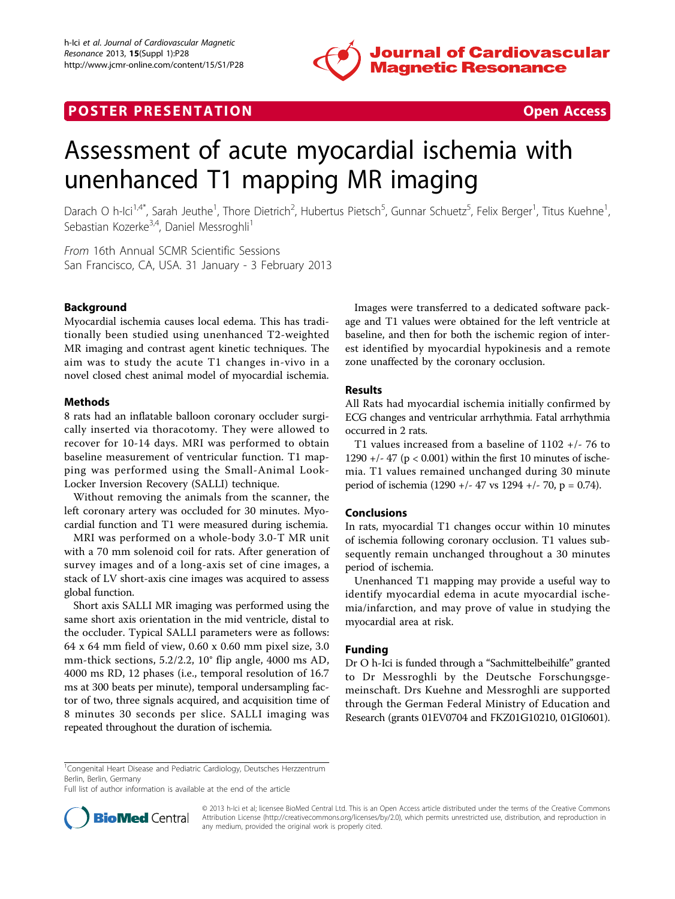POSTER PRESENTATION Open Access

# Assessment of acute myocardial ischemia with unenhanced T1 mapping MR imaging

Darach O h-Ici[1,4*], Sarah Jeuthe[1], Thore Dietrich[2], Hubertus Pietsch[5], Gunnar Schuetz[5], Felix Berger[1], Titus Kuehne[1], Sebastian Kozerke[3,4], Daniel Messroghli[1]

*From* 16th Annual SCMR Scientific Sessions
San Francisco, CA, USA. 31 January - 3 February 2013

## Background

Myocardial ischemia causes local edema. This has traditionally been studied using unenhanced T2-weighted MR imaging and contrast agent kinetic techniques. The aim was to study the acute T1 changes in-vivo in a novel closed chest animal model of myocardial ischemia.

## Methods

8 rats had an inflatable balloon coronary occluder surgically inserted via thoracotomy. They were allowed to recover for 10-14 days. MRI was performed to obtain baseline measurement of ventricular function. T1 mapping was performed using the Small-Animal Look-Locker Inversion Recovery (SALLI) technique.

Without removing the animals from the scanner, the left coronary artery was occluded for 30 minutes. Myocardial function and T1 were measured during ischemia.

MRI was performed on a whole-body 3.0-T MR unit with a 70 mm solenoid coil for rats. After generation of survey images and of a long-axis set of cine images, a stack of LV short-axis cine images was acquired to assess global function.

Short axis SALLI MR imaging was performed using the same short axis orientation in the mid ventricle, distal to the occluder. Typical SALLI parameters were as follows: 64 x 64 mm field of view, 0.60 x 0.60 mm pixel size, 3.0 mm-thick sections, 5.2/2.2, 10° flip angle, 4000 ms AD, 4000 ms RD, 12 phases (i.e., temporal resolution of 16.7 ms at 300 beats per minute), temporal undersampling factor of two, three signals acquired, and acquisition time of 8 minutes 30 seconds per slice. SALLI imaging was repeated throughout the duration of ischemia.

Images were transferred to a dedicated software package and T1 values were obtained for the left ventricle at baseline, and then for both the ischemic region of interest identified by myocardial hypokinesis and a remote zone unaffected by the coronary occlusion.

## Results

All Rats had myocardial ischemia initially confirmed by ECG changes and ventricular arrhythmia. Fatal arrhythmia occurred in 2 rats.

T1 values increased from a baseline of 1102 +/- 76 to 1290 +/- 47 ($p < 0.001$) within the first 10 minutes of ischemia. T1 values remained unchanged during 30 minute period of ischemia (1290 +/- 47 vs 1294 +/- 70, $p = 0.74$).

## Conclusions

In rats, myocardial T1 changes occur within 10 minutes of ischemia following coronary occlusion. T1 values subsequently remain unchanged throughout a 30 minutes period of ischemia.

Unenhanced T1 mapping may provide a useful way to identify myocardial edema in acute myocardial ischemia/infarction, and may prove of value in studying the myocardial area at risk.

## Funding

Dr O h-Ici is funded through a "Sachmittelbeihilfe" granted to Dr Messroghli by the Deutsche Forschungsgemeinschaft. Drs Kuehne and Messroghli are supported through the German Federal Ministry of Education and Research (grants 01EV0704 and FKZ01G10210, 01GI0601).

[1]Congenital Heart Disease and Pediatric Cardiology, Deutsches Herzzentrum Berlin, Berlin, Germany
Full list of author information is available at the end of the article

© 2013 h-Ici et al; licensee BioMed Central Ltd. This is an Open Access article distributed under the terms of the Creative Commons Attribution License (http://creativecommons.org/licenses/by/2.0), which permits unrestricted use, distribution, and reproduction in any medium, provided the original work is properly cited.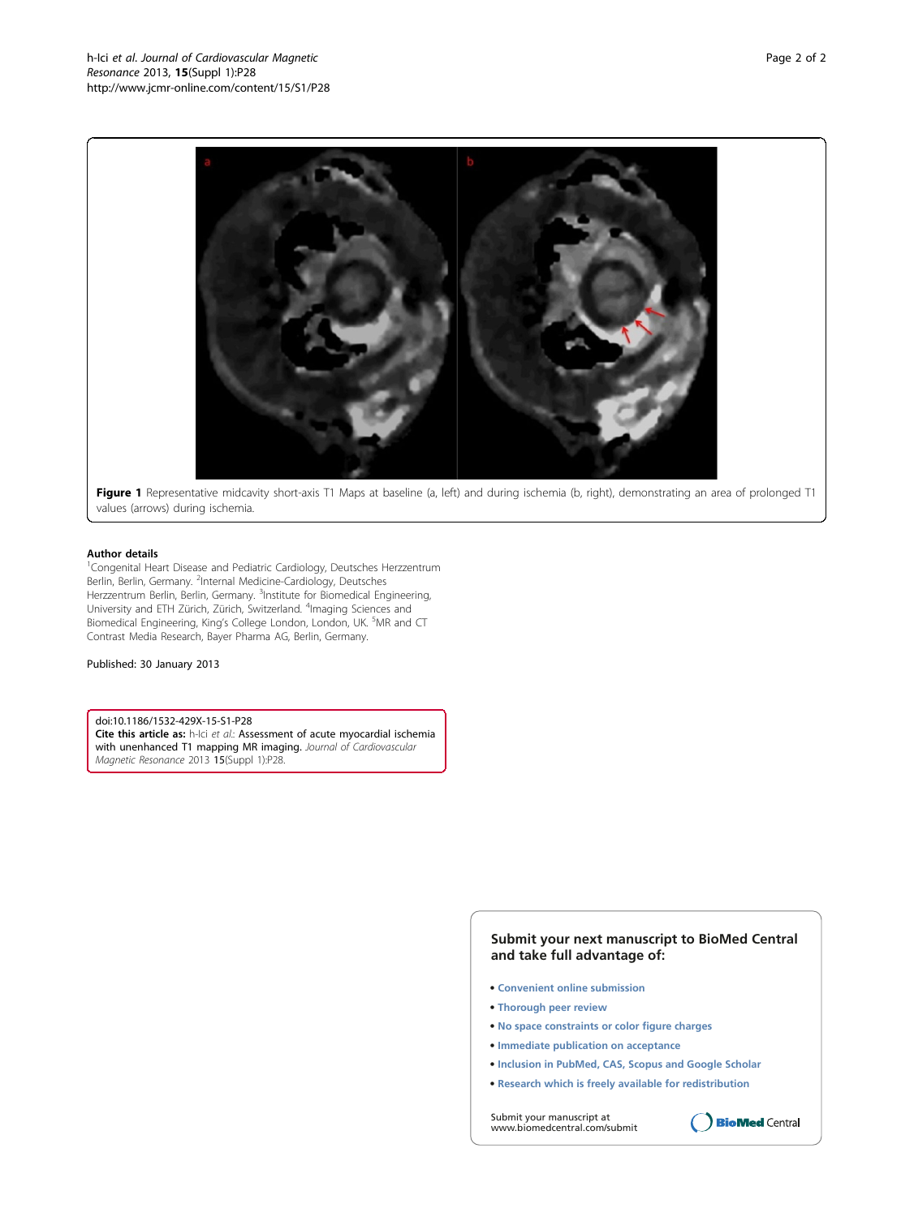Figure 1 Representative midcavity short-axis T1 Maps at baseline (a, left) and during ischemia (b, right), demonstrating an area of prolonged T1 values (arrows) during ischemia.

**Author details**

[1]Congenital Heart Disease and Pediatric Cardiology, Deutsches Herzzentrum Berlin, Berlin, Germany. [2]Internal Medicine-Cardiology, Deutsches Herzzentrum Berlin, Berlin, Germany. [3]Institute for Biomedical Engineering, University and ETH Zürich, Zürich, Switzerland. [4]Imaging Sciences and Biomedical Engineering, King's College London, London, UK. [5]MR and CT Contrast Media Research, Bayer Pharma AG, Berlin, Germany.

Published: 30 January 2013

doi:10.1186/1532-429X-15-S1-P28

**Cite this article as:** h-Ici *et al.*: Assessment of acute myocardial ischemia with unenhanced T1 mapping MR imaging. *Journal of Cardiovascular Magnetic Resonance* 2013 **15**(Suppl 1):P28.

**Submit your next manuscript to BioMed Central and take full advantage of:**

- Convenient online submission
- Thorough peer review
- No space constraints or color figure charges
- Immediate publication on acceptance
- Inclusion in PubMed, CAS, Scopus and Google Scholar
- Research which is freely available for redistribution

Submit your manuscript at www.biomedcentral.com/submit

BioMed Central